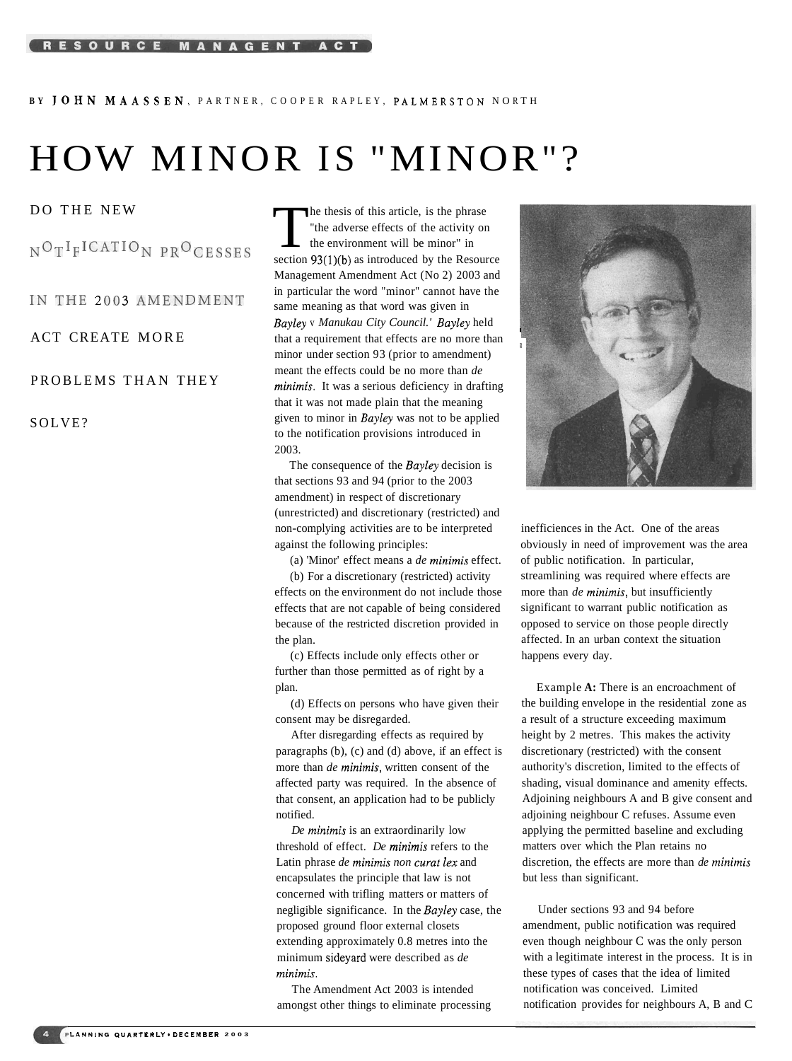BY JOHN MAASSEN, PARTNER, COOPER RAPLEY, PALMERSTON NORTH

# HOW MINOR IS "MINOR"?

DO THE NEW NOTIFICATION PROCESSES IN THE 2003 AMENDMENT ACT CREATE MORE PROBLEMS THAN THEY SOLVE?

The thesis of this article, is the phrase "the adverse effects of the activity on the environment will be minor" in section 93(1)(b) as introduced by the Resource Management Amendment Act (No 2) 2003 and in particular the word "minor" cannot have the same meaning as that word was given in *Bayley* v *Manukau City Council.*' *Bayley* held that a requirement that effects are no more than minor under section 93 (prior to amendment) meant the effects could be no more than *de minimis*. It was a serious deficiency in drafting that it was not made plain that the meaning given to minor in *Bayley* was not to be applied to the notification provisions introduced in 2003.

The consequence of the *Bayley* decision is that sections 93 and 94 (prior to the 2003 amendment) in respect of discretionary (unrestricted) and discretionary (restricted) and non-complying activities are to be interpreted against the following principles:

(a) 'Minor' effect means a *de minimis* effect.

(b) For a discretionary (restricted) activity effects on the environment do not include those effects that are not capable of being considered because of the restricted discretion provided in the plan.

(c) Effects include only effects other or further than those permitted as of right by a plan.

(d) Effects on persons who have given their consent may be disregarded.

After disregarding effects as required by paragraphs (b), (c) and (d) above, if an effect is more than *de minimis*, written consent of the affected party was required. In the absence of that consent, an application had to be publicly notified.

*De minimis* is an extraordinarily low threshold of effect. *De minimis* refers to the Latin phrase *de minimis non curat lex* and encapsulates the principle that law is not concerned with trifling matters or matters of negligible significance. In the *Bayley* case, the proposed ground floor external closets extending approximately 0.8 metres into the minimum sideyard were described as *de minimis*.

The Amendment Act 2003 is intended amongst other things to eliminate processing inefficiences in the Act. One of the areas obviously in need of improvement was the area of public notification. In particular, streamlining was required where effects are more than *de minimis*, but insufficiently significant to warrant public notification as opposed to service on those people directly affected. In an urban context the situation happens every day.

Example **A:** There is an encroachment of the building envelope in the residential zone as a result of a structure exceeding maximum height by 2 metres. This makes the activity discretionary (restricted) with the consent authority's discretion, limited to the effects of shading, visual dominance and amenity effects. Adjoining neighbours A and B give consent and adjoining neighbour C refuses. Assume even applying the permitted baseline and excluding matters over which the Plan retains no discretion, the effects are more than *de minimis* but less than significant.

Under sections 93 and 94 before amendment, public notification was required even though neighbour C was the only person with a legitimate interest in the process. It is in these types of cases that the idea of limited notification was conceived. Limited notification provides for neighbours A, B and C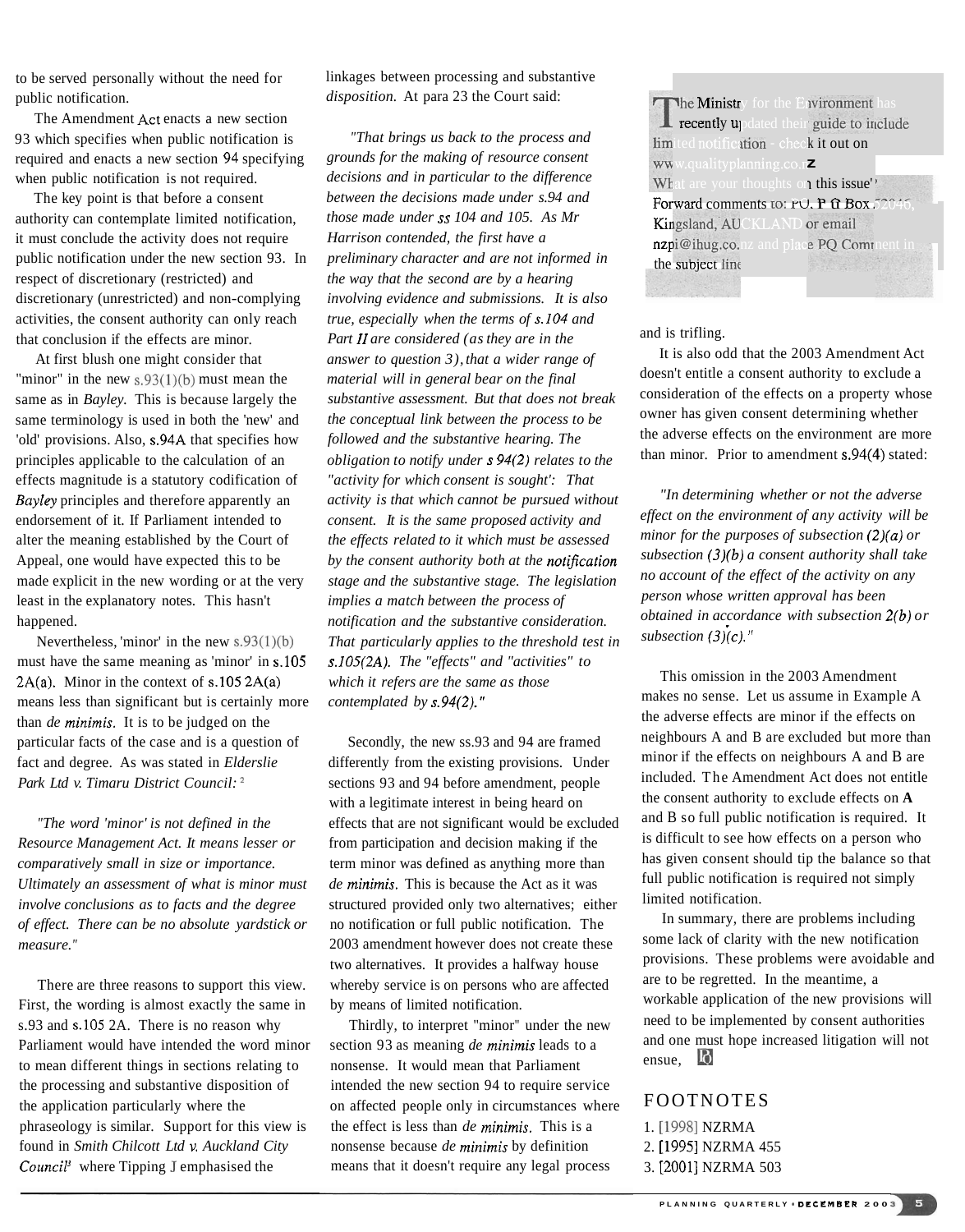to be served personally without the need for public notification.

The Amendment Act enacts a new section 93 which specifies when public notification is required and enacts a new section 94 specifying when public notification is not required.

The key point is that before a consent authority can contemplate limited notification, it must conclude the activity does not require public notification under the new section 93. In respect of discretionary (restricted) and discretionary (unrestricted) and non-complying activities, the consent authority can only reach that conclusion if the effects are minor.

At first blush one might consider that "minor" in the new s.93(1)(b) must mean the same as in *Bayley.* This is because largely the same terminology is used in both the 'new' and 'old' provisions. Also, s.94A that specifies how principles applicable to the calculation of an effects magnitude is a statutory codification of *Bayley* principles and therefore apparently an endorsement of it. If Parliament intended to alter the meaning established by the Court of Appeal, one would have expected this to be made explicit in the new wording or at the very least in the explanatory notes. This hasn't happened.

Nevertheless, 'minor' in the new s.93(1)(b) must have the same meaning as 'minor' in s.105 2A(a). Minor in the context of s.105 2A(a) means less than significant but is certainly more than *de minimis.* It is to be judged on the particular facts of the case and is a question of fact and degree. As was stated in *Elderslie Park Ltd v. Timaru District Council:* [2]

*"The word 'minor' is not defined in the Resource Management Act. It means lesser or comparatively small in size or importance. Ultimately an assessment of what is minor must involve conclusions as to facts and the degree of effect. There can be no absolute yardstick or measure."*

There are three reasons to support this view. First, the wording is almost exactly the same in s.93 and s.105 2A. There is no reason why Parliament would have intended the word minor to mean different things in sections relating to the processing and substantive disposition of the application particularly where the phraseology is similar. Support for this view is found in *Smith Chilcott Ltd v. Auckland City Council*[3] where Tipping J emphasised the linkages between processing and substantive *disposition.* At para 23 the Court said:

*"That brings us back to the process and grounds for the making of resource consent decisions and in particular to the difference between the decisions made under s.94 and those made under ss 104 and 105. As Mr Harrison contended, the first have a preliminary character and are not informed in the way that the second are by a hearing involving evidence and submissions. It is also true, especially when the terms of s.104 and Part II are considered (as they are in the answer to question 3), that a wider range of material will in general bear on the final substantive assessment. But that does not break the conceptual link between the process to be followed and the substantive hearing. The obligation to notify under s 94(2) relates to the "activity for which consent is sought': That activity is that which cannot be pursued without consent. It is the same proposed activity and the effects related to it which must be assessed by the consent authority both at the notification stage and the substantive stage. The legislation implies a match between the process of notification and the substantive consideration. That particularly applies to the threshold test in s.105(2A). The "effects" and "activities" to which it refers are the same as those contemplated by s.94(2)."*

Secondly, the new ss.93 and 94 are framed differently from the existing provisions. Under sections 93 and 94 before amendment, people with a legitimate interest in being heard on effects that are not significant would be excluded from participation and decision making if the term minor was defined as anything more than *de minimis.* This is because the Act as it was structured provided only two alternatives; either no notification or full public notification. The 2003 amendment however does not create these two alternatives. It provides a halfway house whereby service is on persons who are affected by means of limited notification.

Thirdly, to interpret "minor" under the new section 93 as meaning *de minimis* leads to a nonsense. It would mean that Parliament intended the new section 94 to require service on affected people only in circumstances where the effect is less than *de minimis.* This is a nonsense because *de minimis* by definition means that it doesn't require any legal process and is trifling.

The Ministry for the Environment has recently updated their guide to include limited notification - check it out on www.qualityplanning.co.nz
What are your thoughts on this issue? Forward comments to: PO. Box 52046, Kingsland, AUCKLAND or email nzpi@ihug.co.nz and place PQ Comment in the subject line

It is also odd that the 2003 Amendment Act doesn't entitle a consent authority to exclude a consideration of the effects on a property whose owner has given consent determining whether the adverse effects on the environment are more than minor. Prior to amendment s.94(4) stated:

*"In determining whether or not the adverse effect on the environment of any activity will be minor for the purposes of subsection (2)(a) or subsection (3)(b) a consent authority shall take no account of the effect of the activity on any person whose written approval has been obtained in accordance with subsection 2(b) or subsection (3)(c)."*

This omission in the 2003 Amendment makes no sense. Let us assume in Example A the adverse effects are minor if the effects on neighbours A and B are excluded but more than minor if the effects on neighbours A and B are included. The Amendment Act does not entitle the consent authority to exclude effects on **A** and B so full public notification is required. It is difficult to see how effects on a person who has given consent should tip the balance so that full public notification is required not simply limited notification.

In summary, there are problems including some lack of clarity with the new notification provisions. These problems were avoidable and are to be regretted. In the meantime, a workable application of the new provisions will need to be implemented by consent authorities and one must hope increased litigation will not ensue.

## FOOTNOTES

1. [1998] NZRMA
2. [1995] NZRMA 455
3. [2001] NZRMA 503